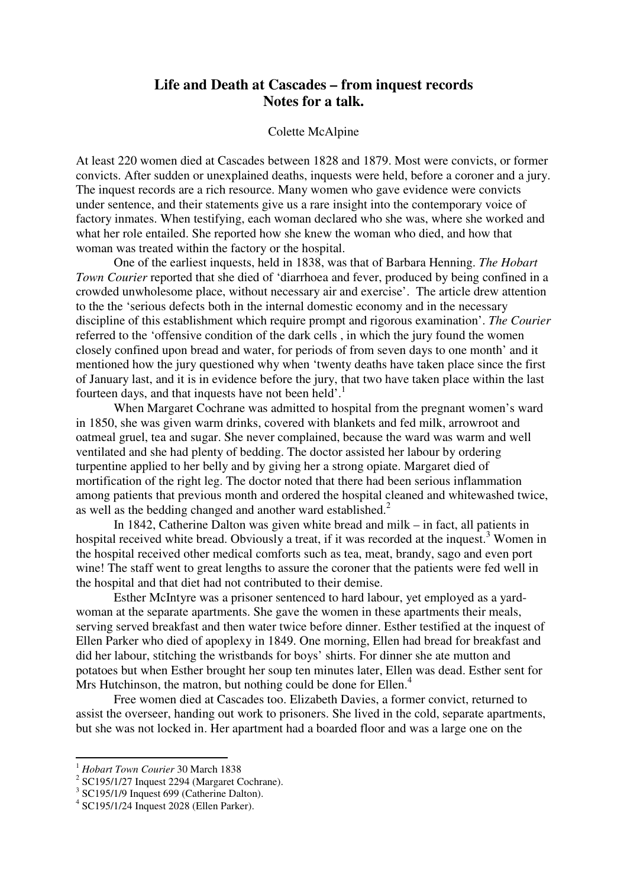# Life and Death at Cascades – from inquest records
## Notes for a talk.

Colette McAlpine

At least 220 women died at Cascades between 1828 and 1879. Most were convicts, or former convicts. After sudden or unexplained deaths, inquests were held, before a coroner and a jury. The inquest records are a rich resource. Many women who gave evidence were convicts under sentence, and their statements give us a rare insight into the contemporary voice of factory inmates. When testifying, each woman declared who she was, where she worked and what her role entailed. She reported how she knew the woman who died, and how that woman was treated within the factory or the hospital.

One of the earliest inquests, held in 1838, was that of Barbara Henning. *The Hobart Town Courier* reported that she died of 'diarrhoea and fever, produced by being confined in a crowded unwholesome place, without necessary air and exercise'. The article drew attention to the the 'serious defects both in the internal domestic economy and in the necessary discipline of this establishment which require prompt and rigorous examination'. *The Courier* referred to the 'offensive condition of the dark cells , in which the jury found the women closely confined upon bread and water, for periods of from seven days to one month' and it mentioned how the jury questioned why when 'twenty deaths have taken place since the first of January last, and it is in evidence before the jury, that two have taken place within the last fourteen days, and that inquests have not been held'.[1]

When Margaret Cochrane was admitted to hospital from the pregnant women's ward in 1850, she was given warm drinks, covered with blankets and fed milk, arrowroot and oatmeal gruel, tea and sugar. She never complained, because the ward was warm and well ventilated and she had plenty of bedding. The doctor assisted her labour by ordering turpentine applied to her belly and by giving her a strong opiate. Margaret died of mortification of the right leg. The doctor noted that there had been serious inflammation among patients that previous month and ordered the hospital cleaned and whitewashed twice, as well as the bedding changed and another ward established.[2]

In 1842, Catherine Dalton was given white bread and milk – in fact, all patients in hospital received white bread. Obviously a treat, if it was recorded at the inquest.[3] Women in the hospital received other medical comforts such as tea, meat, brandy, sago and even port wine! The staff went to great lengths to assure the coroner that the patients were fed well in the hospital and that diet had not contributed to their demise.

Esther McIntyre was a prisoner sentenced to hard labour, yet employed as a yard-woman at the separate apartments. She gave the women in these apartments their meals, serving served breakfast and then water twice before dinner. Esther testified at the inquest of Ellen Parker who died of apoplexy in 1849. One morning, Ellen had bread for breakfast and did her labour, stitching the wristbands for boys' shirts. For dinner she ate mutton and potatoes but when Esther brought her soup ten minutes later, Ellen was dead. Esther sent for Mrs Hutchinson, the matron, but nothing could be done for Ellen.[4]

Free women died at Cascades too. Elizabeth Davies, a former convict, returned to assist the overseer, handing out work to prisoners. She lived in the cold, separate apartments, but she was not locked in. Her apartment had a boarded floor and was a large one on the

---

[1] *Hobart Town Courier* 30 March 1838

[2] SC195/1/27 Inquest 2294 (Margaret Cochrane).

[3] SC195/1/9 Inquest 699 (Catherine Dalton).

[4] SC195/1/24 Inquest 2028 (Ellen Parker).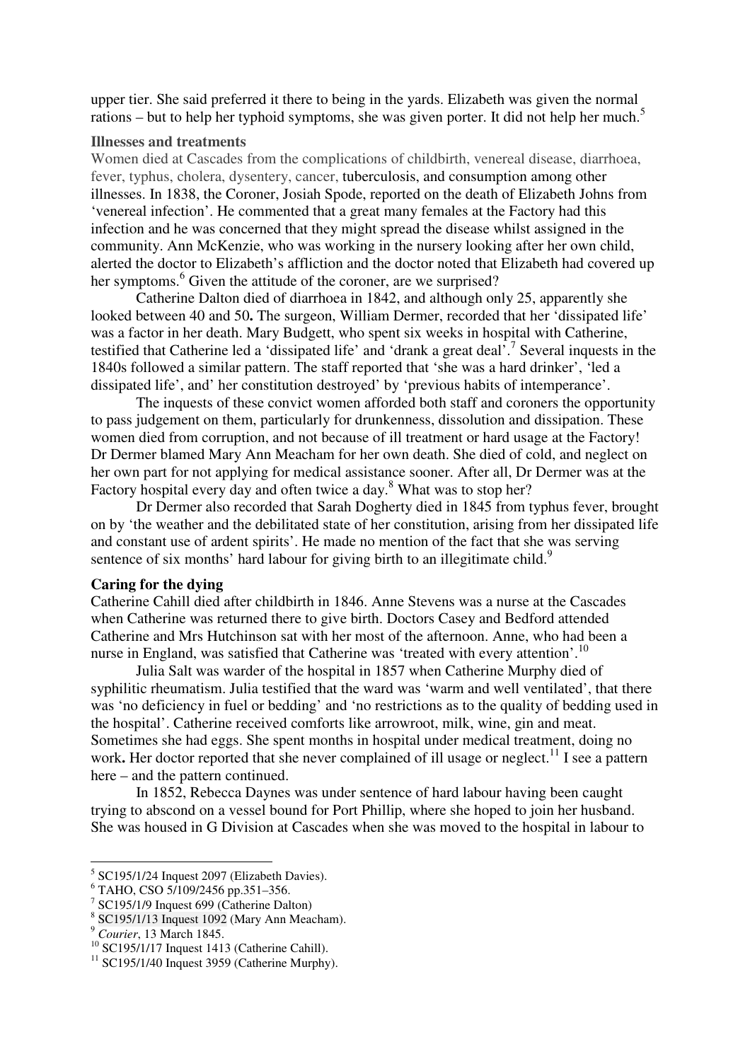upper tier. She said preferred it there to being in the yards. Elizabeth was given the normal rations – but to help her typhoid symptoms, she was given porter. It did not help her much.[5]

### Illnesses and treatments

Women died at Cascades from the complications of childbirth, venereal disease, diarrhoea, fever, typhus, cholera, dysentery, cancer, tuberculosis, and consumption among other illnesses. In 1838, the Coroner, Josiah Spode, reported on the death of Elizabeth Johns from 'venereal infection'. He commented that a great many females at the Factory had this infection and he was concerned that they might spread the disease whilst assigned in the community. Ann McKenzie, who was working in the nursery looking after her own child, alerted the doctor to Elizabeth's affliction and the doctor noted that Elizabeth had covered up her symptoms.[6] Given the attitude of the coroner, are we surprised?

Catherine Dalton died of diarrhoea in 1842, and although only 25, apparently she looked between 40 and 50**.** The surgeon, William Dermer, recorded that her 'dissipated life' was a factor in her death. Mary Budgett, who spent six weeks in hospital with Catherine, testified that Catherine led a 'dissipated life' and 'drank a great deal'.[7] Several inquests in the 1840s followed a similar pattern. The staff reported that 'she was a hard drinker', 'led a dissipated life', and' her constitution destroyed' by 'previous habits of intemperance'.

The inquests of these convict women afforded both staff and coroners the opportunity to pass judgement on them, particularly for drunkenness, dissolution and dissipation. These women died from corruption, and not because of ill treatment or hard usage at the Factory! Dr Dermer blamed Mary Ann Meacham for her own death. She died of cold, and neglect on her own part for not applying for medical assistance sooner. After all, Dr Dermer was at the Factory hospital every day and often twice a day.[8] What was to stop her?

Dr Dermer also recorded that Sarah Dogherty died in 1845 from typhus fever, brought on by 'the weather and the debilitated state of her constitution, arising from her dissipated life and constant use of ardent spirits'. He made no mention of the fact that she was serving sentence of six months' hard labour for giving birth to an illegitimate child.[9]

### Caring for the dying

Catherine Cahill died after childbirth in 1846. Anne Stevens was a nurse at the Cascades when Catherine was returned there to give birth. Doctors Casey and Bedford attended Catherine and Mrs Hutchinson sat with her most of the afternoon. Anne, who had been a nurse in England, was satisfied that Catherine was 'treated with every attention'.[10]

Julia Salt was warder of the hospital in 1857 when Catherine Murphy died of syphilitic rheumatism. Julia testified that the ward was 'warm and well ventilated', that there was 'no deficiency in fuel or bedding' and 'no restrictions as to the quality of bedding used in the hospital'. Catherine received comforts like arrowroot, milk, wine, gin and meat. Sometimes she had eggs. She spent months in hospital under medical treatment, doing no work**.** Her doctor reported that she never complained of ill usage or neglect.[11] I see a pattern here – and the pattern continued.

In 1852, Rebecca Daynes was under sentence of hard labour having been caught trying to abscond on a vessel bound for Port Phillip, where she hoped to join her husband. She was housed in G Division at Cascades when she was moved to the hospital in labour to

---

[5] SC195/1/24 Inquest 2097 (Elizabeth Davies).

[6] TAHO, CSO 5/109/2456 pp.351–356.

[7] SC195/1/9 Inquest 699 (Catherine Dalton)

[8] SC195/1/13 Inquest 1092 (Mary Ann Meacham).

[9] *Courier*, 13 March 1845.

[10] SC195/1/17 Inquest 1413 (Catherine Cahill).

[11] SC195/1/40 Inquest 3959 (Catherine Murphy).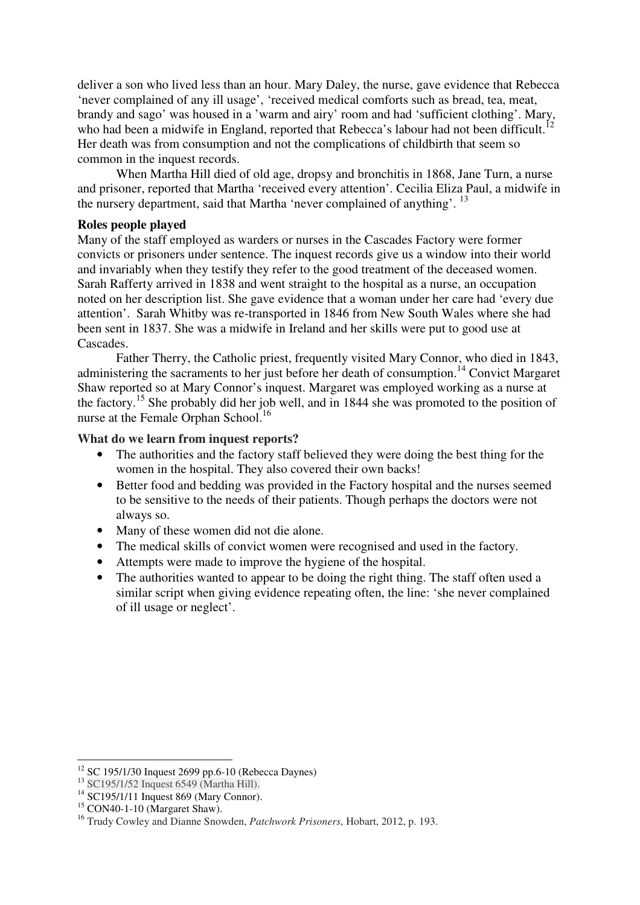deliver a son who lived less than an hour. Mary Daley, the nurse, gave evidence that Rebecca 'never complained of any ill usage', 'received medical comforts such as bread, tea, meat, brandy and sago' was housed in a 'warm and airy' room and had 'sufficient clothing'. Mary, who had been a midwife in England, reported that Rebecca's labour had not been difficult.[12] Her death was from consumption and not the complications of childbirth that seem so common in the inquest records.

When Martha Hill died of old age, dropsy and bronchitis in 1868, Jane Turn, a nurse and prisoner, reported that Martha 'received every attention'. Cecilia Eliza Paul, a midwife in the nursery department, said that Martha 'never complained of anything'.[13]

**Roles people played**

Many of the staff employed as warders or nurses in the Cascades Factory were former convicts or prisoners under sentence. The inquest records give us a window into their world and invariably when they testify they refer to the good treatment of the deceased women. Sarah Rafferty arrived in 1838 and went straight to the hospital as a nurse, an occupation noted on her description list. She gave evidence that a woman under her care had 'every due attention'. Sarah Whitby was re-transported in 1846 from New South Wales where she had been sent in 1837. She was a midwife in Ireland and her skills were put to good use at Cascades.

Father Therry, the Catholic priest, frequently visited Mary Connor, who died in 1843, administering the sacraments to her just before her death of consumption.[14] Convict Margaret Shaw reported so at Mary Connor's inquest. Margaret was employed working as a nurse at the factory.[15] She probably did her job well, and in 1844 she was promoted to the position of nurse at the Female Orphan School.[16]

**What do we learn from inquest reports?**

- The authorities and the factory staff believed they were doing the best thing for the women in the hospital. They also covered their own backs!
- Better food and bedding was provided in the Factory hospital and the nurses seemed to be sensitive to the needs of their patients. Though perhaps the doctors were not always so.
- Many of these women did not die alone.
- The medical skills of convict women were recognised and used in the factory.
- Attempts were made to improve the hygiene of the hospital.
- The authorities wanted to appear to be doing the right thing. The staff often used a similar script when giving evidence repeating often, the line: 'she never complained of ill usage or neglect'.

---

[12] SC 195/1/30 Inquest 2699 pp.6-10 (Rebecca Daynes)

[13] SC195/1/52 Inquest 6549 (Martha Hill).

[14] SC195/1/11 Inquest 869 (Mary Connor).

[15] CON40-1-10 (Margaret Shaw).

[16] Trudy Cowley and Dianne Snowden, *Patchwork Prisoners*, Hobart, 2012, p. 193.